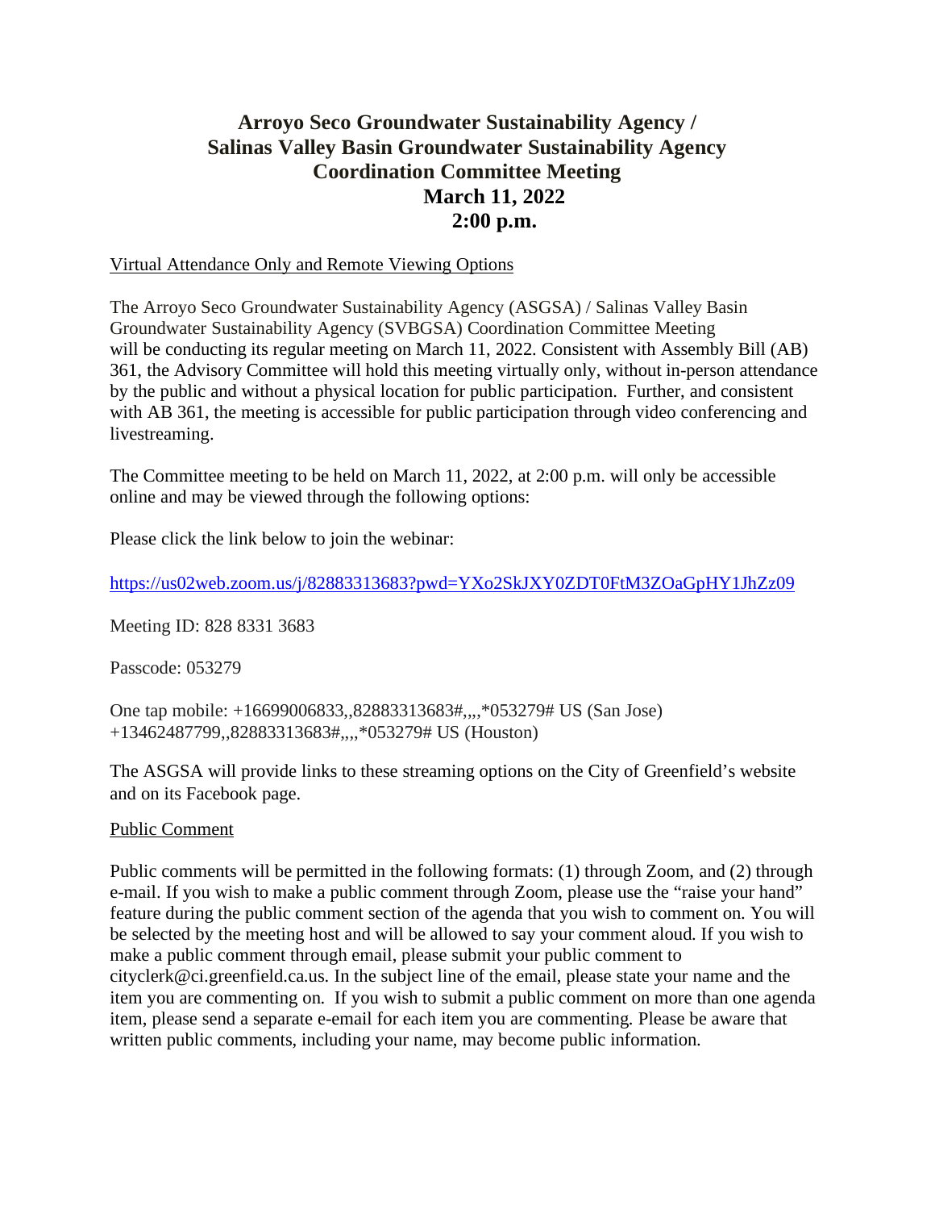# Arroyo Seco Groundwater Sustainability Agency / Salinas Valley Basin Groundwater Sustainability Agency Coordination Committee Meeting March 11, 2022 2:00 p.m.

Virtual Attendance Only and Remote Viewing Options

The Arroyo Seco Groundwater Sustainability Agency (ASGSA) / Salinas Valley Basin Groundwater Sustainability Agency (SVBGSA) Coordination Committee Meeting will be conducting its regular meeting on March 11, 2022. Consistent with Assembly Bill (AB) 361, the Advisory Committee will hold this meeting virtually only, without in-person attendance by the public and without a physical location for public participation. Further, and consistent with AB 361, the meeting is accessible for public participation through video conferencing and livestreaming.

The Committee meeting to be held on March 11, 2022, at 2:00 p.m. will only be accessible online and may be viewed through the following options:

Please click the link below to join the webinar:

https://us02web.zoom.us/j/82883313683?pwd=YXo2SkJXY0ZDT0FtM3ZOaGpHY1JhZz09

Meeting ID: 828 8331 3683

Passcode: 053279

One tap mobile: +16699006833,,82883313683#,,,,*053279# US (San Jose)
+13462487799,,82883313683#,,,,*053279# US (Houston)

The ASGSA will provide links to these streaming options on the City of Greenfield's website and on its Facebook page.

Public Comment

Public comments will be permitted in the following formats: (1) through Zoom, and (2) through e-mail. If you wish to make a public comment through Zoom, please use the "raise your hand" feature during the public comment section of the agenda that you wish to comment on. You will be selected by the meeting host and will be allowed to say your comment aloud. If you wish to make a public comment through email, please submit your public comment to cityclerk@ci.greenfield.ca.us. In the subject line of the email, please state your name and the item you are commenting on. If you wish to submit a public comment on more than one agenda item, please send a separate e-email for each item you are commenting. Please be aware that written public comments, including your name, may become public information.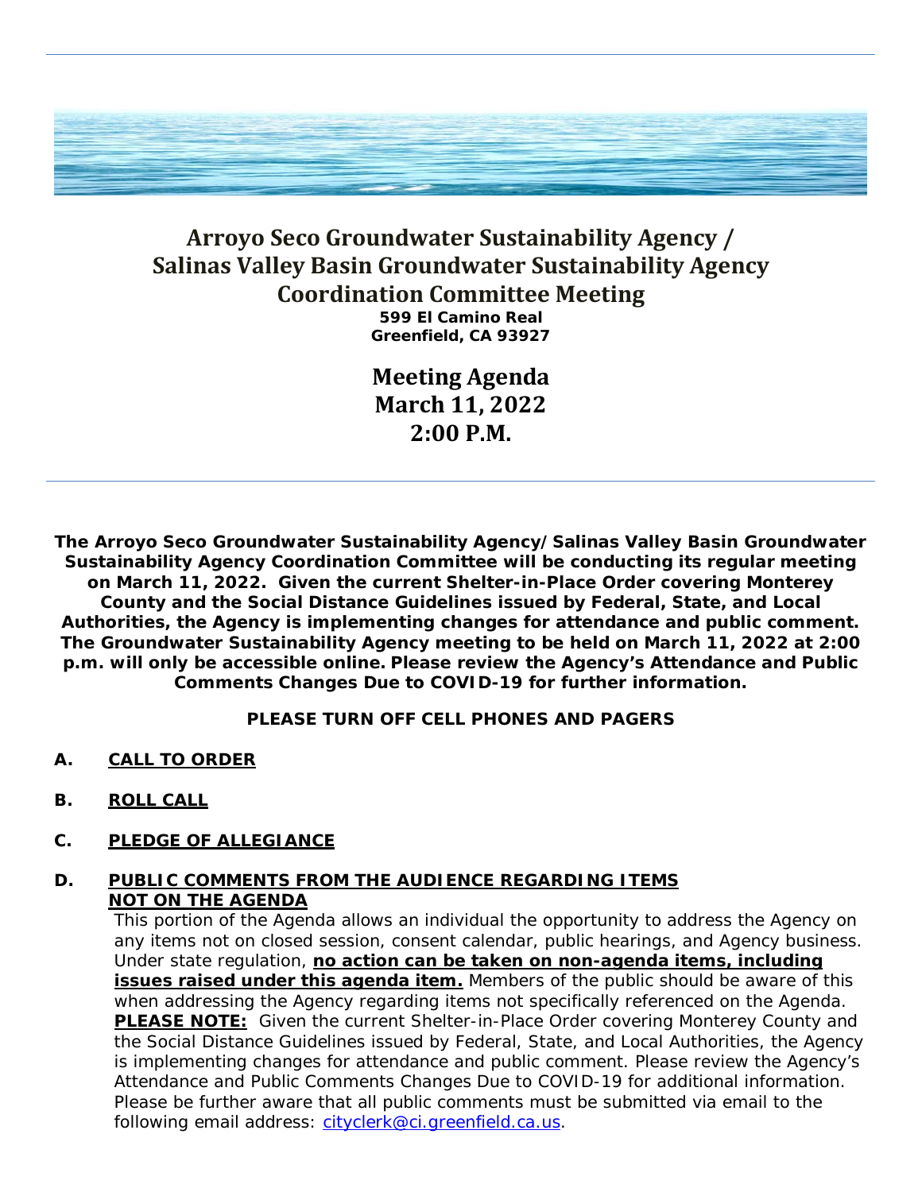# Arroyo Seco Groundwater Sustainability Agency / Salinas Valley Basin Groundwater Sustainability Agency Coordination Committee Meeting

**599 El Camino Real**
**Greenfield, CA 93927**

## Meeting Agenda
## March 11, 2022
## 2:00 P.M.

---

**The Arroyo Seco Groundwater Sustainability Agency/ Salinas Valley Basin Groundwater Sustainability Agency Coordination Committee will be conducting its regular meeting on March 11, 2022. Given the current Shelter-in-Place Order covering Monterey County and the Social Distance Guidelines issued by Federal, State, and Local Authorities, the Agency is implementing changes for attendance and public comment. The Groundwater Sustainability Agency meeting to be held on March 11, 2022 at 2:00 p.m. will only be accessible online. Please review the Agency's Attendance and Public Comments Changes Due to COVID-19 for further information.**

**PLEASE TURN OFF CELL PHONES AND PAGERS**

**A. CALL TO ORDER**

**B. ROLL CALL**

**C. PLEDGE OF ALLEGIANCE**

**D. PUBLIC COMMENTS FROM THE AUDIENCE REGARDING ITEMS NOT ON THE AGENDA**

This portion of the Agenda allows an individual the opportunity to address the Agency on any items not on closed session, consent calendar, public hearings, and Agency business. Under state regulation, **no action can be taken on non-agenda items, including issues raised under this agenda item.** Members of the public should be aware of this when addressing the Agency regarding items not specifically referenced on the Agenda. **PLEASE NOTE:** Given the current Shelter-in-Place Order covering Monterey County and the Social Distance Guidelines issued by Federal, State, and Local Authorities, the Agency is implementing changes for attendance and public comment. Please review the Agency's Attendance and Public Comments Changes Due to COVID-19 for additional information. Please be further aware that all public comments must be submitted via email to the following email address: cityclerk@ci.greenfield.ca.us.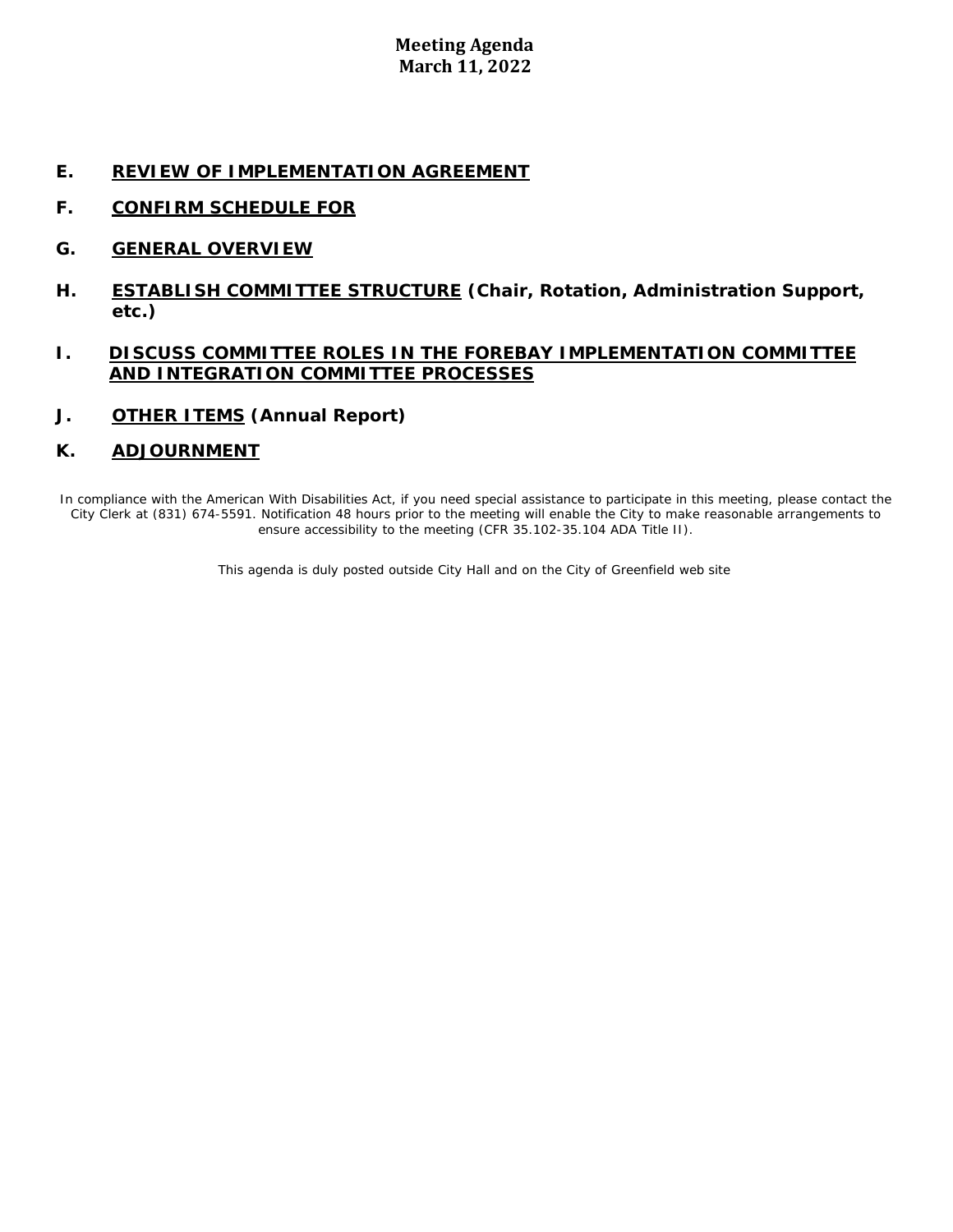**Meeting Agenda**
**March 11, 2022**

**E. <u>REVIEW OF IMPLEMENTATION AGREEMENT</u>**

**F. <u>CONFIRM SCHEDULE FOR</u>**

**G. <u>GENERAL OVERVIEW</u>**

**H. <u>ESTABLISH COMMITTEE STRUCTURE</u> (Chair, Rotation, Administration Support, etc.)**

**I. <u>DISCUSS COMMITTEE ROLES IN THE FOREBAY IMPLEMENTATION COMMITTEE AND INTEGRATION COMMITTEE PROCESSES</u>**

**J. <u>OTHER ITEMS</u> (Annual Report)**

**K. <u>ADJOURNMENT</u>**

In compliance with the American With Disabilities Act, if you need special assistance to participate in this meeting, please contact the City Clerk at (831) 674-5591. Notification 48 hours prior to the meeting will enable the City to make reasonable arrangements to ensure accessibility to the meeting (CFR 35.102-35.104 ADA Title II).

This agenda is duly posted outside City Hall and on the City of Greenfield web site